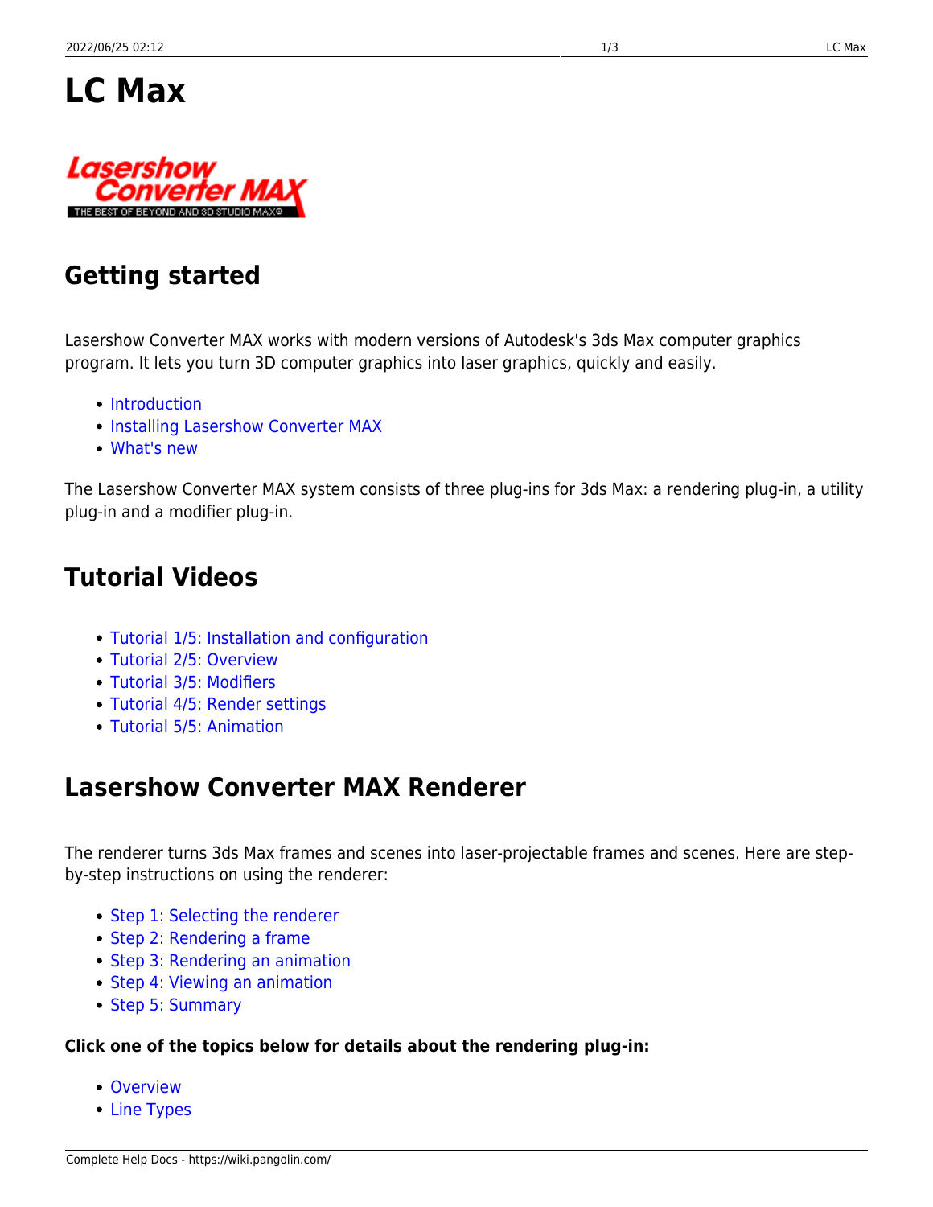# LC Max

## Getting started

Lasershow Converter MAX works with modern versions of Autodesk's 3ds Max computer graphics program. It lets you turn 3D computer graphics into laser graphics, quickly and easily.

- Introduction
- Installing Lasershow Converter MAX
- What's new

The Lasershow Converter MAX system consists of three plug-ins for 3ds Max: a rendering plug-in, a utility plug-in and a modifier plug-in.

## Tutorial Videos

- Tutorial 1/5: Installation and configuration
- Tutorial 2/5: Overview
- Tutorial 3/5: Modifiers
- Tutorial 4/5: Render settings
- Tutorial 5/5: Animation

## Lasershow Converter MAX Renderer

The renderer turns 3ds Max frames and scenes into laser-projectable frames and scenes. Here are step-by-step instructions on using the renderer:

- Step 1: Selecting the renderer
- Step 2: Rendering a frame
- Step 3: Rendering an animation
- Step 4: Viewing an animation
- Step 5: Summary

**Click one of the topics below for details about the rendering plug-in:**

- Overview
- Line Types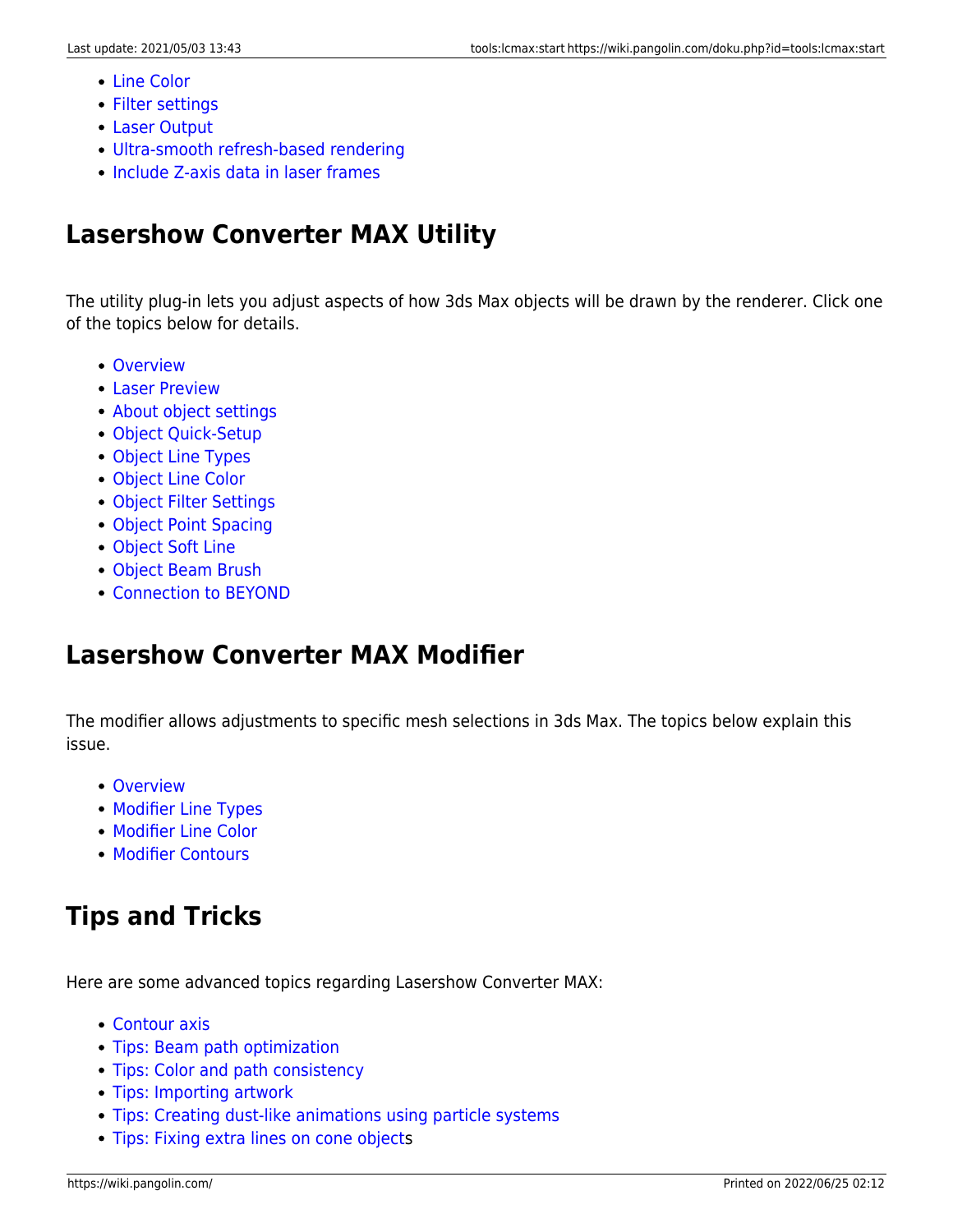- Line Color
- Filter settings
- Laser Output
- Ultra-smooth refresh-based rendering
- Include Z-axis data in laser frames

## Lasershow Converter MAX Utility

The utility plug-in lets you adjust aspects of how 3ds Max objects will be drawn by the renderer. Click one of the topics below for details.

- Overview
- Laser Preview
- About object settings
- Object Quick-Setup
- Object Line Types
- Object Line Color
- Object Filter Settings
- Object Point Spacing
- Object Soft Line
- Object Beam Brush
- Connection to BEYOND

## Lasershow Converter MAX Modifier

The modifier allows adjustments to specific mesh selections in 3ds Max. The topics below explain this issue.

- Overview
- Modifier Line Types
- Modifier Line Color
- Modifier Contours

## Tips and Tricks

Here are some advanced topics regarding Lasershow Converter MAX:

- Contour axis
- Tips: Beam path optimization
- Tips: Color and path consistency
- Tips: Importing artwork
- Tips: Creating dust-like animations using particle systems
- Tips: Fixing extra lines on cone objects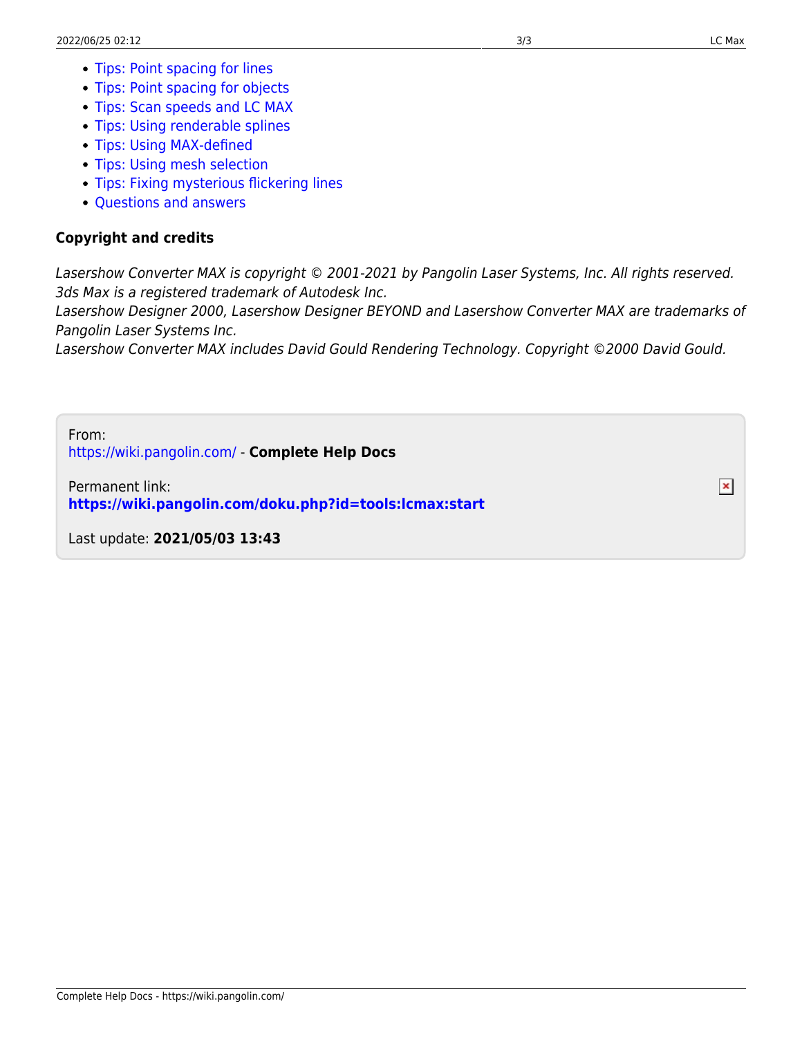- Tips: Point spacing for lines
- Tips: Point spacing for objects
- Tips: Scan speeds and LC MAX
- Tips: Using renderable splines
- Tips: Using MAX-defined
- Tips: Using mesh selection
- Tips: Fixing mysterious flickering lines
- Questions and answers

### Copyright and credits

*Lasershow Converter MAX is copyright © 2001-2021 by Pangolin Laser Systems, Inc. All rights reserved.*
*3ds Max is a registered trademark of Autodesk Inc.*
*Lasershow Designer 2000, Lasershow Designer BEYOND and Lasershow Converter MAX are trademarks of Pangolin Laser Systems Inc.*
*Lasershow Converter MAX includes David Gould Rendering Technology. Copyright ©2000 David Gould.*

From:
https://wiki.pangolin.com/ - **Complete Help Docs**

Permanent link:
**https://wiki.pangolin.com/doku.php?id=tools:lcmax:start**

Last update: **2021/05/03 13:43**